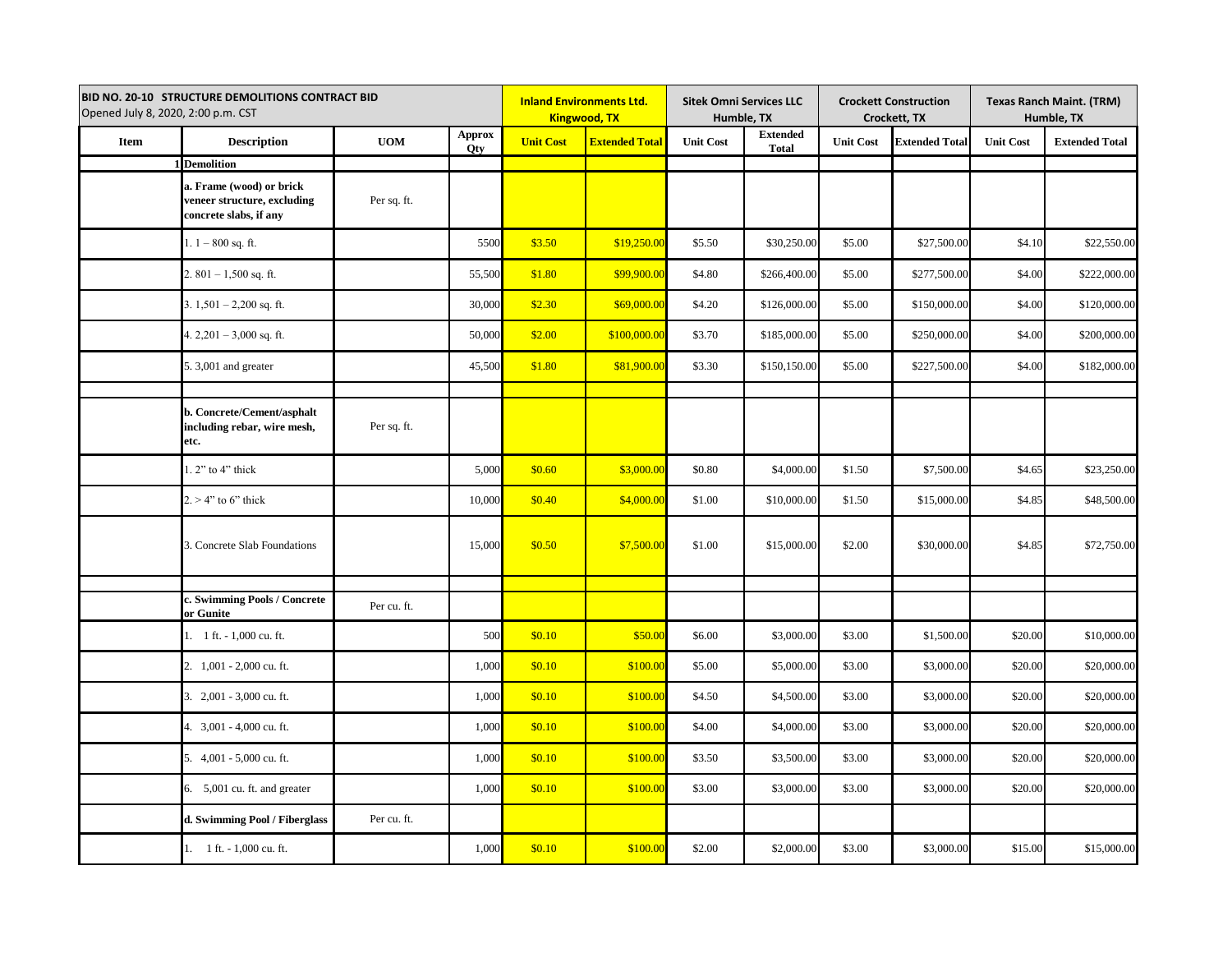| BID NO. 20-10 STRUCTURE DEMOLITIONS CONTRACT BID<br>Opened July 8, 2020, 2:00 p.m. CST | | | | Inland Environments Ltd.<br>Kingwood, TX | | Sitek Omni Services LLC<br>Humble, TX | | Crockett Construction<br>Crockett, TX | | Texas Ranch Maint. (TRM)<br>Humble, TX | |
|---|---|---|---|---|---|---|---|---|---|---|---|
| Item | Description | UOM | Approx Qty | Unit Cost | Extended Total | Unit Cost | Extended Total | Unit Cost | Extended Total | Unit Cost | Extended Total |
| 1 | **Demolition** | | | | | | | | | | |
| | **a. Frame (wood) or brick veneer structure, excluding concrete slabs, if any** | Per sq. ft. | | | | | | | | | |
| | 1. 1 – 800 sq. ft. | | 5500 | $3.50 | $19,250.00 | $5.50 | $30,250.00 | $5.00 | $27,500.00 | $4.10 | $22,550.00 |
| | 2. 801 – 1,500 sq. ft. | | 55,500 | $1.80 | $99,900.00 | $4.80 | $266,400.00 | $5.00 | $277,500.00 | $4.00 | $222,000.00 |
| | 3. 1,501 – 2,200 sq. ft. | | 30,000 | $2.30 | $69,000.00 | $4.20 | $126,000.00 | $5.00 | $150,000.00 | $4.00 | $120,000.00 |
| | 4. 2,201 – 3,000 sq. ft. | | 50,000 | $2.00 | $100,000.00 | $3.70 | $185,000.00 | $5.00 | $250,000.00 | $4.00 | $200,000.00 |
| | 5. 3,001 and greater | | 45,500 | $1.80 | $81,900.00 | $3.30 | $150,150.00 | $5.00 | $227,500.00 | $4.00 | $182,000.00 |
| | | | | | | | | | | | |
| | **b. Concrete/Cement/asphalt including rebar, wire mesh, etc.** | Per sq. ft. | | | | | | | | | |
| | 1. 2" to 4" thick | | 5,000 | $0.60 | $3,000.00 | $0.80 | $4,000.00 | $1.50 | $7,500.00 | $4.65 | $23,250.00 |
| | 2. > 4" to 6" thick | | 10,000 | $0.40 | $4,000.00 | $1.00 | $10,000.00 | $1.50 | $15,000.00 | $4.85 | $48,500.00 |
| | 3. Concrete Slab Foundations | | 15,000 | $0.50 | $7,500.00 | $1.00 | $15,000.00 | $2.00 | $30,000.00 | $4.85 | $72,750.00 |
| | | | | | | | | | | | |
| | **c. Swimming Pools / Concrete or Gunite** | Per cu. ft. | | | | | | | | | |
| | 1. 1 ft. - 1,000 cu. ft. | | 500 | $0.10 | $50.00 | $6.00 | $3,000.00 | $3.00 | $1,500.00 | $20.00 | $10,000.00 |
| | 2. 1,001 - 2,000 cu. ft. | | 1,000 | $0.10 | $100.00 | $5.00 | $5,000.00 | $3.00 | $3,000.00 | $20.00 | $20,000.00 |
| | 3. 2,001 - 3,000 cu. ft. | | 1,000 | $0.10 | $100.00 | $4.50 | $4,500.00 | $3.00 | $3,000.00 | $20.00 | $20,000.00 |
| | 4. 3,001 - 4,000 cu. ft. | | 1,000 | $0.10 | $100.00 | $4.00 | $4,000.00 | $3.00 | $3,000.00 | $20.00 | $20,000.00 |
| | 5. 4,001 - 5,000 cu. ft. | | 1,000 | $0.10 | $100.00 | $3.50 | $3,500.00 | $3.00 | $3,000.00 | $20.00 | $20,000.00 |
| | 6. 5,001 cu. ft. and greater | | 1,000 | $0.10 | $100.00 | $3.00 | $3,000.00 | $3.00 | $3,000.00 | $20.00 | $20,000.00 |
| | **d. Swimming Pool / Fiberglass** | Per cu. ft. | | | | | | | | | |
| | 1. 1 ft. - 1,000 cu. ft. | | 1,000 | $0.10 | $100.00 | $2.00 | $2,000.00 | $3.00 | $3,000.00 | $15.00 | $15,000.00 |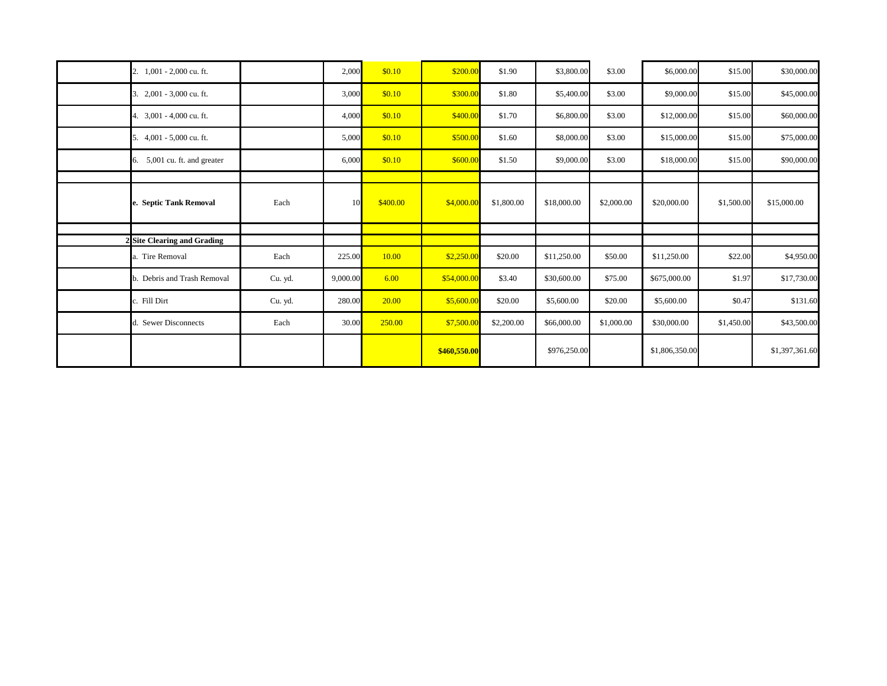| | | | | | | | | | | | |
|---|---|---|---|---|---|---|---|---|---|---|---|
| | 2. 1,001 - 2,000 cu. ft. | | 2,000 | $0.10 | $200.00 | $1.90 | $3,800.00 | $3.00 | $6,000.00 | $15.00 | $30,000.00 |
| | 3. 2,001 - 3,000 cu. ft. | | 3,000 | $0.10 | $300.00 | $1.80 | $5,400.00 | $3.00 | $9,000.00 | $15.00 | $45,000.00 |
| | 4. 3,001 - 4,000 cu. ft. | | 4,000 | $0.10 | $400.00 | $1.70 | $6,800.00 | $3.00 | $12,000.00 | $15.00 | $60,000.00 |
| | 5. 4,001 - 5,000 cu. ft. | | 5,000 | $0.10 | $500.00 | $1.60 | $8,000.00 | $3.00 | $15,000.00 | $15.00 | $75,000.00 |
| | 6. 5,001 cu. ft. and greater | | 6,000 | $0.10 | $600.00 | $1.50 | $9,000.00 | $3.00 | $18,000.00 | $15.00 | $90,000.00 |
| | | | | | | | | | | | |
| | **e. Septic Tank Removal** | Each | 10 | $400.00 | $4,000.00 | $1,800.00 | $18,000.00 | $2,000.00 | $20,000.00 | $1,500.00 | $15,000.00 |
| | | | | | | | | | | | |
| | **2 Site Clearing and Grading** | | | | | | | | | | |
| | a. Tire Removal | Each | 225.00 | 10.00 | $2,250.00 | $20.00 | $11,250.00 | $50.00 | $11,250.00 | $22.00 | $4,950.00 |
| | b. Debris and Trash Removal | Cu. yd. | 9,000.00 | 6.00 | $54,000.00 | $3.40 | $30,600.00 | $75.00 | $675,000.00 | $1.97 | $17,730.00 |
| | c. Fill Dirt | Cu. yd. | 280.00 | 20.00 | $5,600.00 | $20.00 | $5,600.00 | $20.00 | $5,600.00 | $0.47 | $131.60 |
| | d. Sewer Disconnects | Each | 30.00 | 250.00 | $7,500.00 | $2,200.00 | $66,000.00 | $1,000.00 | $30,000.00 | $1,450.00 | $43,500.00 |
| | | | | | **$460,550.00** | | $976,250.00 | | $1,806,350.00 | | $1,397,361.60 |